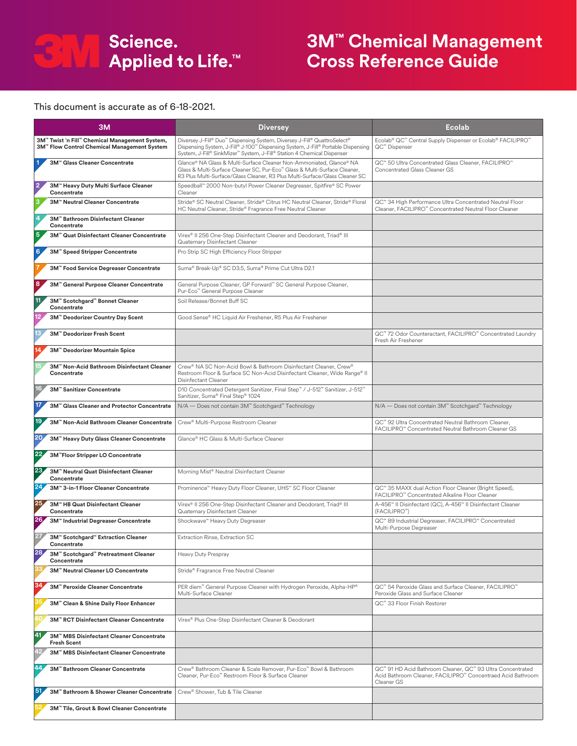# 3M Science. Applied to Life.™

# 3M™ Chemical Management Cross Reference Guide

This document is accurate as of 6-18-2021.

| 3M | Diversey | Ecolab |
|---|---|---|
| **3M™ Twist 'n Fill™ Chemical Management System, 3M™ Flow Control Chemical Management System** | Diversey J-Fill® Duo™ Dispensing System, Diversey J-Fill® QuattroSelect® Dispensing System, J-Fill® J-100™ Dispensing System, J-Fill® Portable Dispensing System, J-Fill® SinkMizer™ System, J-Fill® Station 4 Chemical Dispenser | Ecolab® QC™ Central Supply Dispenser or Ecolab® FACILIPRO™ QC™ Dispenser |
| **1 3M™ Glass Cleaner Concentrate** | Glance® NA Glass & Multi-Surface Cleaner Non-Ammoniated, Glance® NA Glass & Multi-Surface Cleaner SC, Pur-Eco™ Glass & Multi-Surface Cleaner, R3 Plus Multi-Surface/Glass Cleaner, R3 Plus Multi-Surface/Glass Cleaner SC | QC™ 50 Ultra Concentrated Glass Cleaner, FACILIPRO™ Concentrated Glass Cleaner GS |
| **2 3M™ Heavy Duty Multi Surface Cleaner Concentrate** | Speedball™ 2000 Non-butyl Power Cleaner Degreaser, Spitfire® SC Power Cleaner | |
| **3 3M™ Neutral Cleaner Concentrate** | Stride® SC Neutral Cleaner, Stride® Citrus HC Neutral Cleaner, Stride® Floral HC Neutral Cleaner, Stride® Fragrance Free Neutral Cleaner | QC™ 34 High Performance Ultra Concentrated Neutral Floor Cleaner, FACILIPRO™ Concentrated Neutral Floor Cleaner |
| **4 3M™ Bathroom Disinfectant Cleaner Concentrate** | | |
| **5 3M™ Quat Disinfectant Cleaner Concentrate** | Virex® II 256 One-Step Disinfectant Cleaner and Deodorant, Triad® III Quaternary Disinfectant Cleaner | |
| **6 3M™ Speed Stripper Concentrate** | Pro Strip SC High Efficiency Floor Stripper | |
| **7 3M™ Food Service Degreaser Concentrate** | Suma® Break-Up® SC D3.5, Suma® Prime Cut Ultra D2.1 | |
| **8 3M™ General Purpose Cleaner Concentrate** | General Purpose Cleaner, GP Forward™ SC General Purpose Cleaner, Pur-Eco™ General Purpose Cleaner | |
| **11 3M™ Scotchgard™ Bonnet Cleaner Concentrate** | Soil Release/Bonnet Buff SC | |
| **12 3M™ Deodorizer Country Day Scent** | Good Sense® HC Liquid Air Freshener, R5 Plus Air Freshener | |
| **13 3M™ Deodorizer Fresh Scent** | | QC™ 72 Odor Counteractant, FACILIPRO™ Concentrated Laundry Fresh Air Freshener |
| **14 3M™ Deodorizer Mountain Spice** | | |
| **15 3M™ Non-Acid Bathroom Disinfectant Cleaner Concentrate** | Crew® NA SC Non-Acid Bowl & Bathroom Disinfectant Cleaner, Crew® Restroom Floor & Surface SC Non-Acid Disinfectant Cleaner, Wide Range® II Disinfectant Cleaner | |
| **16 3M™ Sanitizer Concentrate** | D10 Concentrated Detergent Sanitizer, Final Step™ / J-512™ Sanitizer, J-512™ Sanitizer, Suma® Final Step® 1024 | |
| **17 3M™ Glass Cleaner and Protector Concentrate** | N/A — Does not contain 3M™ Scotchgard™ Technology | N/A — Does not contain 3M™ Scotchgard™ Technology |
| **19 3M™ Non-Acid Bathroom Cleaner Concentrate** | Crew® Multi-Purpose Restroom Cleaner | QC™ 92 Ultra Concentrated Neutral Bathroom Cleaner, FACILIPRO™ Concentrated Neutral Bathroom Cleaner GS |
| **20 3M™ Heavy Duty Glass Cleaner Concentrate** | Glance® HC Glass & Multi-Surface Cleaner | |
| **22 3M™Floor Stripper LO Concentrate** | | |
| **23 3M™ Neutral Quat Disinfectant Cleaner Concentrate** | Morning Mist® Neutral Disinfectant Cleaner | |
| **24 3M™ 3-in-1 Floor Cleaner Concentrate** | Prominence™ Heavy Duty Floor Cleaner, UHS™ SC Floor Cleaner | QC™ 35 MAXX dual Action Floor Cleaner (Bright Speed), FACILIPRO™ Concentrated Alkaline Floor Cleaner |
| **25 3M™ HB Quat Disinfectant Cleaner Concentrate** | Virex® II 256 One-Step Disinfectant Cleaner and Deodorant, Triad® III Quaternary Disinfectant Cleaner | A-456™ II Disinfectant (QC), A-456™ II Disinfectant Cleaner (FACILIPRO™) |
| **26 3M™ Industrial Degreaser Concentrate** | Shockwave™ Heavy Duty Degreaser | QC™ 89 Industrial Degreaser, FACILIPRO™ Concentrated Multi-Purpose Degreaser |
| **27 3M™ Scotchgard™ Extraction Cleaner Concentrate** | Extraction Rinse, Extraction SC | |
| **28 3M™ Scotchgard™ Pretreatment Cleaner Concentrate** | Heavy Duty Prespray | |
| **33 3M™ Neutral Cleaner LO Concentrate** | Stride® Fragrance Free Neutral Cleaner | |
| **34 3M™ Peroxide Cleaner Concentrate** | PER diem™ General Purpose Cleaner with Hydrogen Peroxide, Alpha-HP® Multi-Surface Cleaner | QC™ 54 Peroxide Glass and Surface Cleaner, FACILIPRO™ Peroxide Glass and Surface Cleaner |
| **35 3M™ Clean & Shine Daily Floor Enhancer** | | QC™ 33 Floor Finish Restorer |
| **40 3M™ RCT Disinfectant Cleaner Concentrate** | Virex® Plus One-Step Disinfectant Cleaner & Deodorant | |
| **41 3M™ MBS Disinfectant Cleaner Concentrate Fresh Scent** | | |
| **42 3M™ MBS Disinfectant Cleaner Concentrate** | | |
| **44 3M™ Bathroom Cleaner Concentrate** | Crew® Bathroom Cleaner & Scale Remover, Pur-Eco™ Bowl & Bathroom Cleaner, Pur-Eco™ Restroom Floor & Surface Cleaner | QC™ 91 HD Acid Bathroom Cleaner, QC™ 93 Ultra Concentrated Acid Bathroom Cleaner, FACILIPRO™ Concentraed Acid Bathroom Cleaner GS |
| **51 3M™ Bathroom & Shower Cleaner Concentrate** | Crew® Shower, Tub & Tile Cleaner | |
| **52 3M™ Tile, Grout & Bowl Cleaner Concentrate** | | |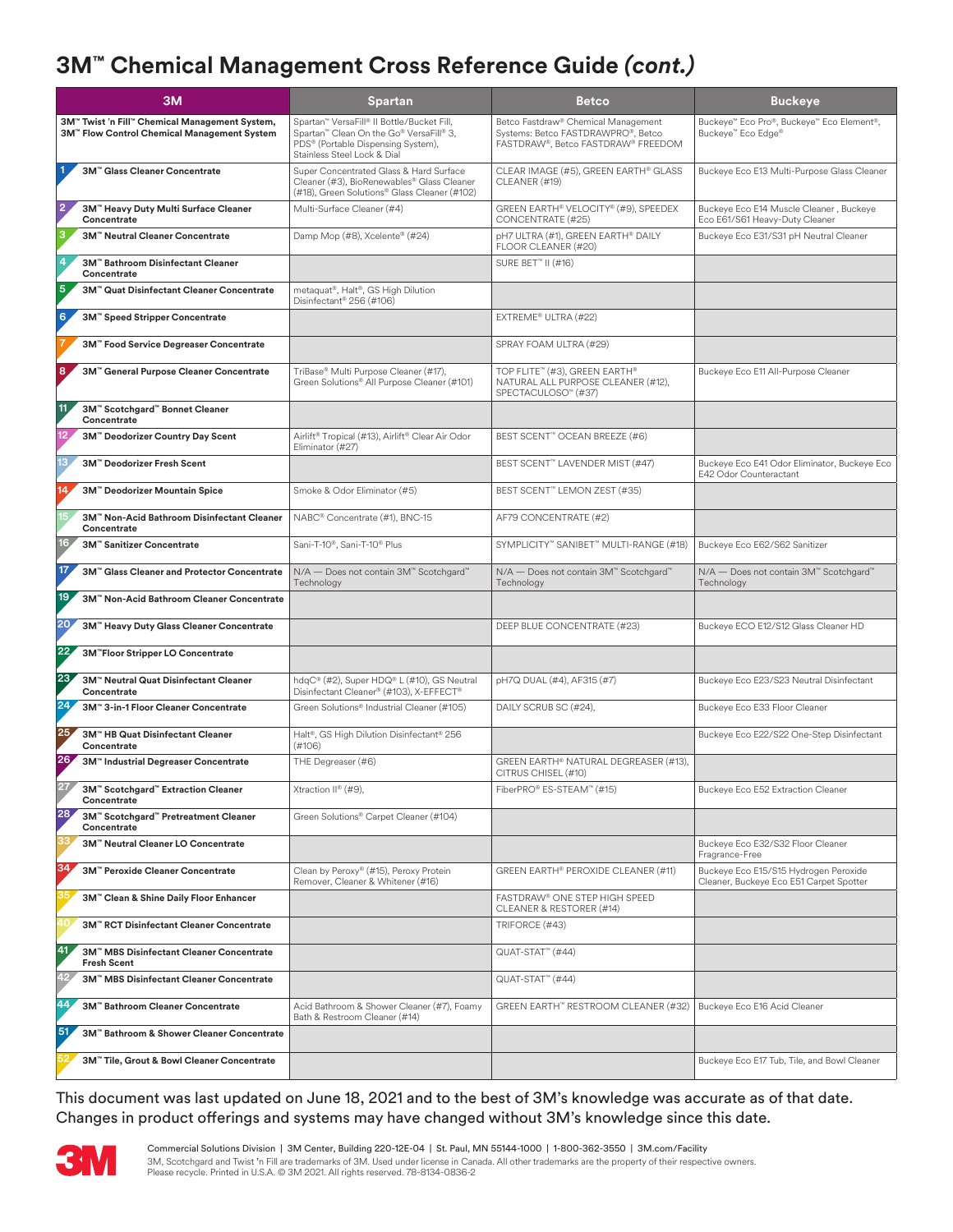# 3M™ Chemical Management Cross Reference Guide *(cont.)*

| 3M | Spartan | Betco | Buckeye |
|---|---|---|---|
| **3M™ Twist 'n Fill™ Chemical Management System, 3M™ Flow Control Chemical Management System** | Spartan™ VersaFill® II Bottle/Bucket Fill, Spartan™ Clean On the Go® VersaFill® 3, PDS® (Portable Dispensing System), Stainless Steel Lock & Dial | Betco Fastdraw® Chemical Management Systems: Betco FASTDRAWPRO®, Betco FASTDRAW®, Betco FASTDRAW® FREEDOM | Buckeye™ Eco Pro®, Buckeye™ Eco Element®, Buckeye™ Eco Edge® |
| 1 **3M™ Glass Cleaner Concentrate** | Super Concentrated Glass & Hard Surface Cleaner (#3), BioRenewables® Glass Cleaner (#18), Green Solutions® Glass Cleaner (#102) | CLEAR IMAGE (#5), GREEN EARTH® GLASS CLEANER (#19) | Buckeye Eco E13 Multi-Purpose Glass Cleaner |
| 2 **3M™ Heavy Duty Multi Surface Cleaner Concentrate** | Multi-Surface Cleaner (#4) | GREEN EARTH® VELOCITY® (#9), SPEEDEX CONCENTRATE (#25) | Buckeye Eco E14 Muscle Cleaner , Buckeye Eco E61/S61 Heavy-Duty Cleaner |
| 3 **3M™ Neutral Cleaner Concentrate** | Damp Mop (#8), Xcelente® (#24) | pH7 ULTRA (#1), GREEN EARTH® DAILY FLOOR CLEANER (#20) | Buckeye Eco E31/S31 pH Neutral Cleaner |
| 4 **3M™ Bathroom Disinfectant Cleaner Concentrate** | | SURE BET™ II (#16) | |
| 5 **3M™ Quat Disinfectant Cleaner Concentrate** | metaquat®, Halt®, GS High Dilution Disinfectant® 256 (#106) | | |
| 6 **3M™ Speed Stripper Concentrate** | | EXTREME® ULTRA (#22) | |
| 7 **3M™ Food Service Degreaser Concentrate** | | SPRAY FOAM ULTRA (#29) | |
| 8 **3M™ General Purpose Cleaner Concentrate** | TriBase® Multi Purpose Cleaner (#17), Green Solutions® All Purpose Cleaner (#101) | TOP FLITE™ (#3), GREEN EARTH® NATURAL ALL PURPOSE CLEANER (#12), SPECTACULOSO™ (#37) | Buckeye Eco E11 All-Purpose Cleaner |
| 11 **3M™ Scotchgard™ Bonnet Cleaner Concentrate** | | | |
| 12 **3M™ Deodorizer Country Day Scent** | Airlift® Tropical (#13), Airlift® Clear Air Odor Eliminator (#27) | BEST SCENT™ OCEAN BREEZE (#6) | |
| 13 **3M™ Deodorizer Fresh Scent** | | BEST SCENT™ LAVENDER MIST (#47) | Buckeye Eco E41 Odor Eliminator, Buckeye Eco E42 Odor Counteractant |
| 14 **3M™ Deodorizer Mountain Spice** | Smoke & Odor Eliminator (#5) | BEST SCENT™ LEMON ZEST (#35) | |
| 15 **3M™ Non-Acid Bathroom Disinfectant Cleaner Concentrate** | NABC® Concentrate (#1), BNC-15 | AF79 CONCENTRATE (#2) | |
| 16 **3M™ Sanitizer Concentrate** | Sani-T-10®, Sani-T-10® Plus | SYMPLICITY™ SANIBET™ MULTI-RANGE (#18) | Buckeye Eco E62/S62 Sanitizer |
| 17 **3M™ Glass Cleaner and Protector Concentrate** | N/A — Does not contain 3M™ Scotchgard™ Technology | N/A — Does not contain 3M™ Scotchgard™ Technology | N/A — Does not contain 3M™ Scotchgard™ Technology |
| 19 **3M™ Non-Acid Bathroom Cleaner Concentrate** | | | |
| 20 **3M™ Heavy Duty Glass Cleaner Concentrate** | | DEEP BLUE CONCENTRATE (#23) | Buckeye ECO E12/S12 Glass Cleaner HD |
| 22 **3M™Floor Stripper LO Concentrate** | | | |
| 23 **3M™ Neutral Quat Disinfectant Cleaner Concentrate** | hdqC® (#2), Super HDQ® L (#10), GS Neutral Disinfectant Cleaner® (#103), X-EFFECT® | pH7Q DUAL (#4), AF315 (#7) | Buckeye Eco E23/S23 Neutral Disinfectant |
| 24 **3M™ 3-in-1 Floor Cleaner Concentrate** | Green Solutions® Industrial Cleaner (#105) | DAILY SCRUB SC (#24), | Buckeye Eco E33 Floor Cleaner |
| 25 **3M™ HB Quat Disinfectant Cleaner Concentrate** | Halt®, GS High Dilution Disinfectant® 256 (#106) | | Buckeye Eco E22/S22 One-Step Disinfectant |
| 26 **3M™ Industrial Degreaser Concentrate** | THE Degreaser (#6) | GREEN EARTH® NATURAL DEGREASER (#13), CITRUS CHISEL (#10) | |
| 27 **3M™ Scotchgard™ Extraction Cleaner Concentrate** | Xtraction II® (#9), | FiberPRO® ES-STEAM™ (#15) | Buckeye Eco E52 Extraction Cleaner |
| 28 **3M™ Scotchgard™ Pretreatment Cleaner Concentrate** | Green Solutions® Carpet Cleaner (#104) | | |
| 33 **3M™ Neutral Cleaner LO Concentrate** | | | Buckeye Eco E32/S32 Floor Cleaner Fragrance-Free |
| 34 **3M™ Peroxide Cleaner Concentrate** | Clean by Peroxy® (#15), Peroxy Protein Remover, Cleaner & Whitener (#16) | GREEN EARTH® PEROXIDE CLEANER (#11) | Buckeye Eco E15/S15 Hydrogen Peroxide Cleaner, Buckeye Eco E51 Carpet Spotter |
| 35 **3M™ Clean & Shine Daily Floor Enhancer** | | FASTDRAW® ONE STEP HIGH SPEED CLEANER & RESTORER (#14) | |
| 40 **3M™ RCT Disinfectant Cleaner Concentrate** | | TRIFORCE (#43) | |
| 41 **3M™ MBS Disinfectant Cleaner Concentrate Fresh Scent** | | QUAT-STAT™ (#44) | |
| 42 **3M™ MBS Disinfectant Cleaner Concentrate** | | QUAT-STAT™ (#44) | |
| 44 **3M™ Bathroom Cleaner Concentrate** | Acid Bathroom & Shower Cleaner (#7), Foamy Bath & Restroom Cleaner (#14) | GREEN EARTH™ RESTROOM CLEANER (#32) | Buckeye Eco E16 Acid Cleaner |
| 51 **3M™ Bathroom & Shower Cleaner Concentrate** | | | |
| 52 **3M™ Tile, Grout & Bowl Cleaner Concentrate** | | | Buckeye Eco E17 Tub, Tile, and Bowl Cleaner |

This document was last updated on June 18, 2021 and to the best of 3M's knowledge was accurate as of that date. Changes in product offerings and systems may have changed without 3M's knowledge since this date.

Commercial Solutions Division | 3M Center, Building 220-12E-04 | St. Paul, MN 55144-1000 | 1-800-362-3550 | 3M.com/Facility

3M, Scotchgard and Twist 'n Fill are trademarks of 3M. Used under license in Canada. All other trademarks are the property of their respective owners.
Please recycle. Printed in U.S.A. © 3M 2021. All rights reserved. 78-8134-0836-2